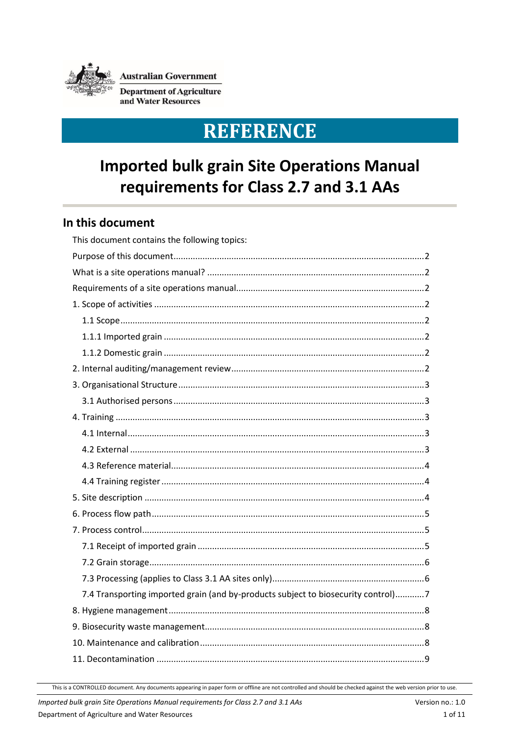Australian Government

Department of Agriculture and Water Resources

# REFERENCE

# Imported bulk grain Site Operations Manual requirements for Class 2.7 and 3.1 AAs

## In this document

This document contains the following topics:

- Purpose of this document....2
- What is a site operations manual? ....2
- Requirements of a site operations manual....2
- 1. Scope of activities ....2
  - 1.1 Scope....2
  - 1.1.1 Imported grain ....2
  - 1.1.2 Domestic grain ....2
- 2. Internal auditing/management review....2
- 3. Organisational Structure....3
  - 3.1 Authorised persons....3
- 4. Training ....3
  - 4.1 Internal....3
  - 4.2 External ....3
  - 4.3 Reference material....4
  - 4.4 Training register....4
- 5. Site description ....4
- 6. Process flow path....5
- 7. Process control....5
  - 7.1 Receipt of imported grain ....5
  - 7.2 Grain storage....6
  - 7.3 Processing (applies to Class 3.1 AA sites only)....6
  - 7.4 Transporting imported grain (and by-products subject to biosecurity control)....7
- 8. Hygiene management....8
- 9. Biosecurity waste management....8
- 10. Maintenance and calibration....8
- 11. Decontamination ....9

This is a CONTROLLED document. Any documents appearing in paper form or offline are not controlled and should be checked against the web version prior to use.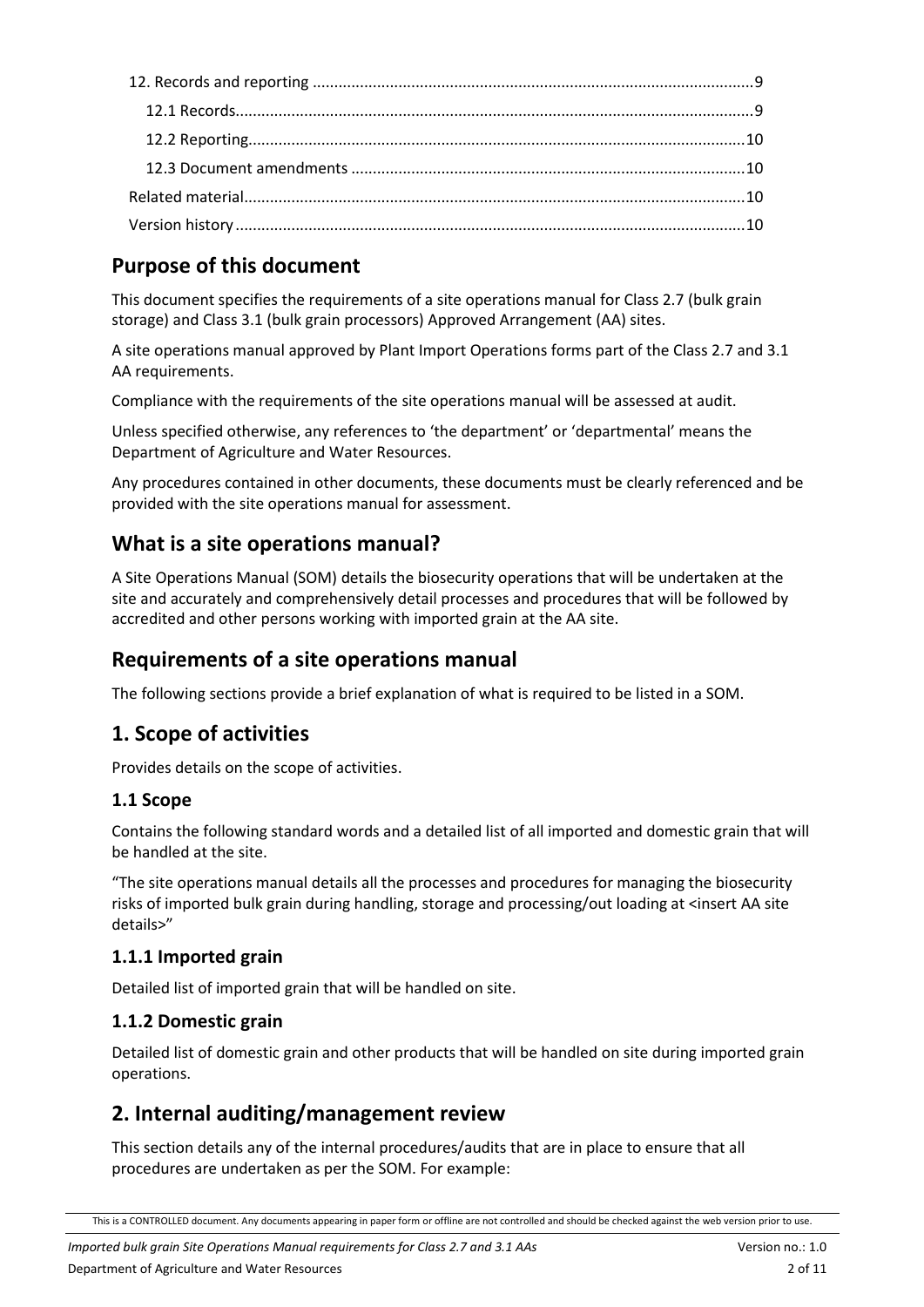12. Records and reporting ....................................................................................................9
12.1 Records.......................................................................................................................9
12.2 Reporting..................................................................................................................10
12.3 Document amendments ..........................................................................................10
Related material..................................................................................................................10
Version history.....................................................................................................................10

## Purpose of this document

This document specifies the requirements of a site operations manual for Class 2.7 (bulk grain storage) and Class 3.1 (bulk grain processors) Approved Arrangement (AA) sites.

A site operations manual approved by Plant Import Operations forms part of the Class 2.7 and 3.1 AA requirements.

Compliance with the requirements of the site operations manual will be assessed at audit.

Unless specified otherwise, any references to 'the department' or 'departmental' means the Department of Agriculture and Water Resources.

Any procedures contained in other documents, these documents must be clearly referenced and be provided with the site operations manual for assessment.

## What is a site operations manual?

A Site Operations Manual (SOM) details the biosecurity operations that will be undertaken at the site and accurately and comprehensively detail processes and procedures that will be followed by accredited and other persons working with imported grain at the AA site.

## Requirements of a site operations manual

The following sections provide a brief explanation of what is required to be listed in a SOM.

## 1. Scope of activities

Provides details on the scope of activities.

### 1.1 Scope

Contains the following standard words and a detailed list of all imported and domestic grain that will be handled at the site.

"The site operations manual details all the processes and procedures for managing the biosecurity risks of imported bulk grain during handling, storage and processing/out loading at <insert AA site details>"

### 1.1.1 Imported grain

Detailed list of imported grain that will be handled on site.

### 1.1.2 Domestic grain

Detailed list of domestic grain and other products that will be handled on site during imported grain operations.

## 2. Internal auditing/management review

This section details any of the internal procedures/audits that are in place to ensure that all procedures are undertaken as per the SOM. For example: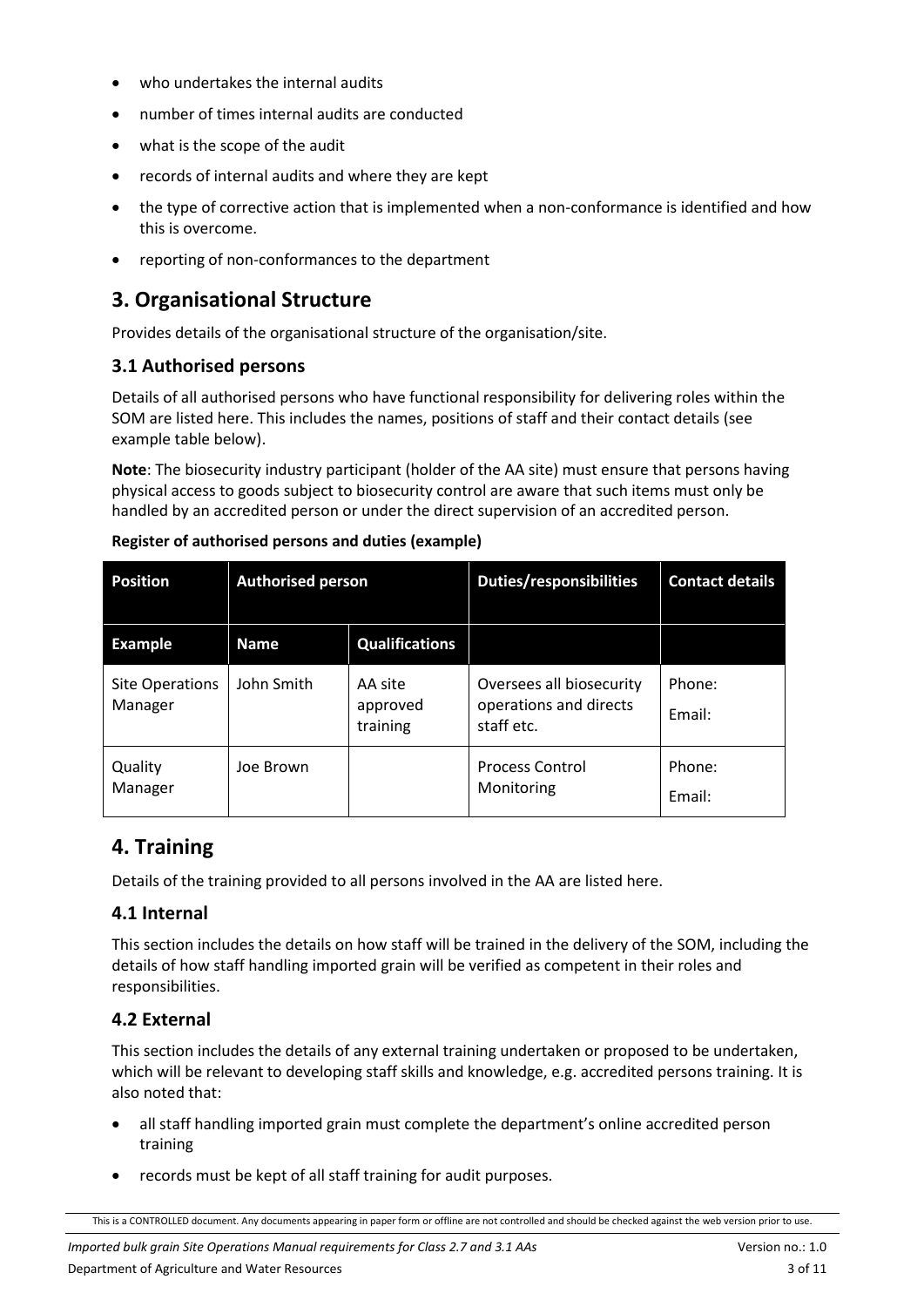- who undertakes the internal audits
- number of times internal audits are conducted
- what is the scope of the audit
- records of internal audits and where they are kept
- the type of corrective action that is implemented when a non-conformance is identified and how this is overcome.
- reporting of non-conformances to the department

# 3. Organisational Structure

Provides details of the organisational structure of the organisation/site.

## 3.1 Authorised persons

Details of all authorised persons who have functional responsibility for delivering roles within the SOM are listed here. This includes the names, positions of staff and their contact details (see example table below).

**Note**: The biosecurity industry participant (holder of the AA site) must ensure that persons having physical access to goods subject to biosecurity control are aware that such items must only be handled by an accredited person or under the direct supervision of an accredited person.

**Register of authorised persons and duties (example)**

| Position | Authorised person | | Duties/responsibilities | Contact details |
|---|---|---|---|---|
| **Example** | **Name** | **Qualifications** | | |
| Site Operations Manager | John Smith | AA site approved training | Oversees all biosecurity operations and directs staff etc. | Phone:<br>Email: |
| Quality Manager | Joe Brown | | Process Control Monitoring | Phone:<br>Email: |

# 4. Training

Details of the training provided to all persons involved in the AA are listed here.

## 4.1 Internal

This section includes the details on how staff will be trained in the delivery of the SOM, including the details of how staff handling imported grain will be verified as competent in their roles and responsibilities.

## 4.2 External

This section includes the details of any external training undertaken or proposed to be undertaken, which will be relevant to developing staff skills and knowledge, e.g. accredited persons training. It is also noted that:

- all staff handling imported grain must complete the department's online accredited person training
- records must be kept of all staff training for audit purposes.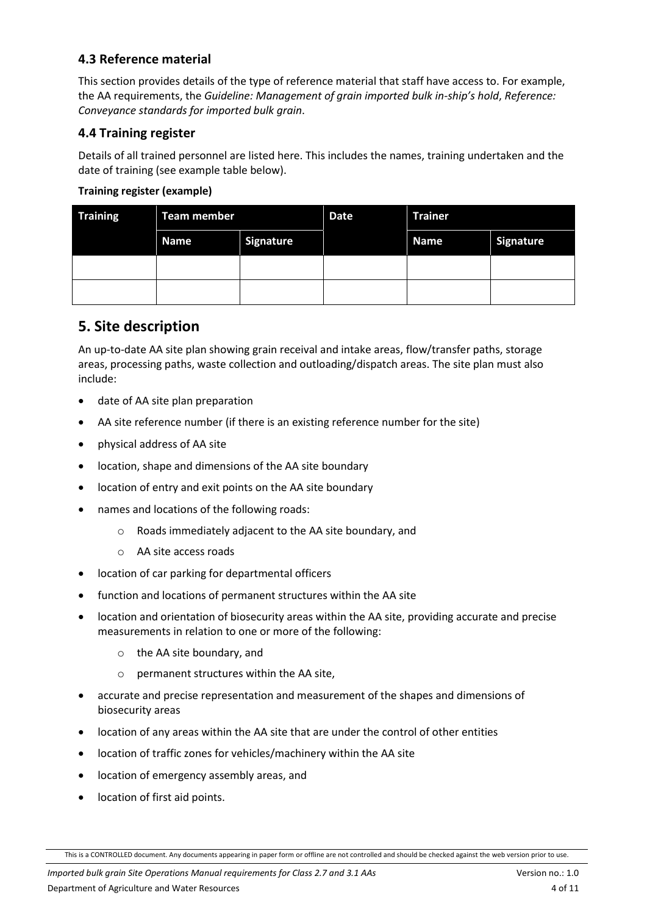### 4.3 Reference material

This section provides details of the type of reference material that staff have access to. For example, the AA requirements, the *Guideline: Management of grain imported bulk in-ship's hold*, *Reference: Conveyance standards for imported bulk grain*.

### 4.4 Training register

Details of all trained personnel are listed here. This includes the names, training undertaken and the date of training (see example table below).

**Training register (example)**

| Training | Team member | | Date | Trainer | |
|---|---|---|---|---|---|
| | Name | Signature | | Name | Signature |
| | | | | | |
| | | | | | |

## 5. Site description

An up-to-date AA site plan showing grain receival and intake areas, flow/transfer paths, storage areas, processing paths, waste collection and outloading/dispatch areas. The site plan must also include:

- date of AA site plan preparation
- AA site reference number (if there is an existing reference number for the site)
- physical address of AA site
- location, shape and dimensions of the AA site boundary
- location of entry and exit points on the AA site boundary
- names and locations of the following roads:
  - Roads immediately adjacent to the AA site boundary, and
  - AA site access roads
- location of car parking for departmental officers
- function and locations of permanent structures within the AA site
- location and orientation of biosecurity areas within the AA site, providing accurate and precise measurements in relation to one or more of the following:
  - the AA site boundary, and
  - permanent structures within the AA site,
- accurate and precise representation and measurement of the shapes and dimensions of biosecurity areas
- location of any areas within the AA site that are under the control of other entities
- location of traffic zones for vehicles/machinery within the AA site
- location of emergency assembly areas, and
- location of first aid points.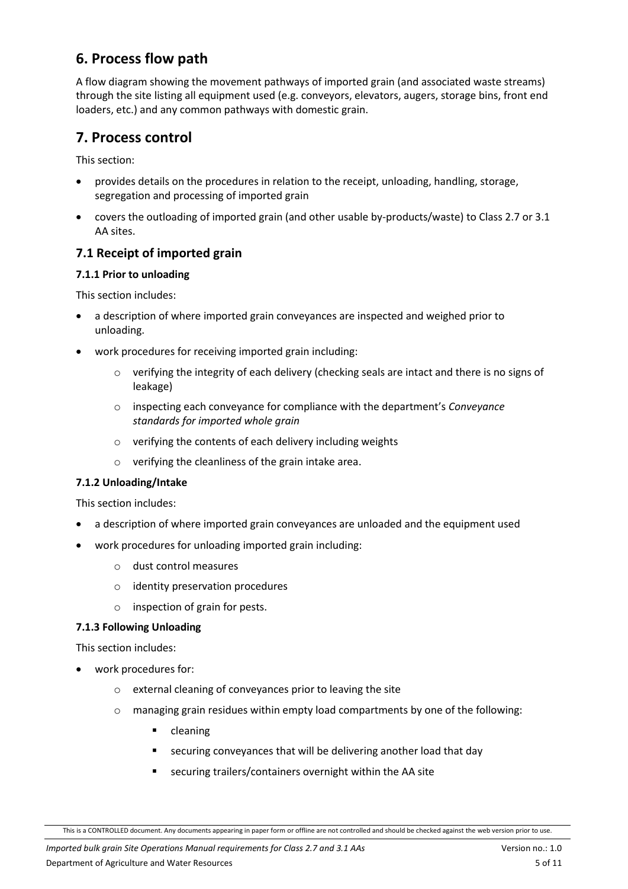## 6. Process flow path

A flow diagram showing the movement pathways of imported grain (and associated waste streams) through the site listing all equipment used (e.g. conveyors, elevators, augers, storage bins, front end loaders, etc.) and any common pathways with domestic grain.

## 7. Process control

This section:

- provides details on the procedures in relation to the receipt, unloading, handling, storage, segregation and processing of imported grain
- covers the outloading of imported grain (and other usable by-products/waste) to Class 2.7 or 3.1 AA sites.

### 7.1 Receipt of imported grain

#### 7.1.1 Prior to unloading

This section includes:

- a description of where imported grain conveyances are inspected and weighed prior to unloading.
- work procedures for receiving imported grain including:
  - verifying the integrity of each delivery (checking seals are intact and there is no signs of leakage)
  - inspecting each conveyance for compliance with the department's *Conveyance standards for imported whole grain*
  - verifying the contents of each delivery including weights
  - verifying the cleanliness of the grain intake area.

#### 7.1.2 Unloading/Intake

This section includes:

- a description of where imported grain conveyances are unloaded and the equipment used
- work procedures for unloading imported grain including:
  - dust control measures
  - identity preservation procedures
  - inspection of grain for pests.

#### 7.1.3 Following Unloading

This section includes:

- work procedures for:
  - external cleaning of conveyances prior to leaving the site
  - managing grain residues within empty load compartments by one of the following:
    - cleaning
    - securing conveyances that will be delivering another load that day
    - securing trailers/containers overnight within the AA site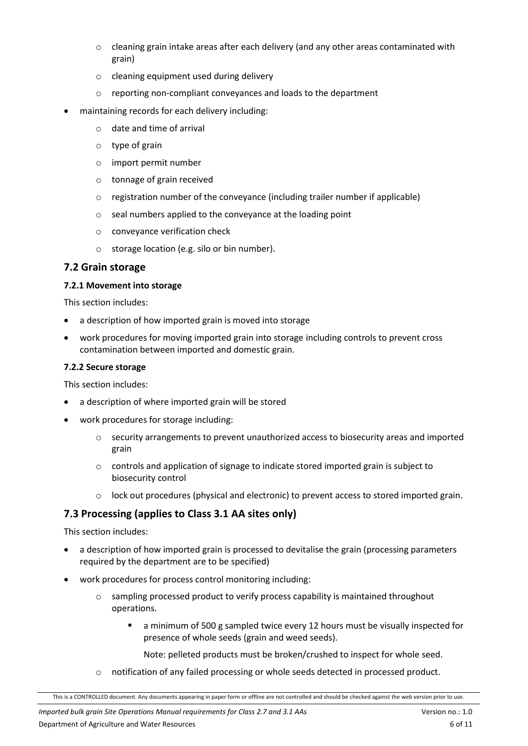- cleaning grain intake areas after each delivery (and any other areas contaminated with grain)
  - cleaning equipment used during delivery
  - reporting non-compliant conveyances and loads to the department
- maintaining records for each delivery including:
  - date and time of arrival
  - type of grain
  - import permit number
  - tonnage of grain received
  - registration number of the conveyance (including trailer number if applicable)
  - seal numbers applied to the conveyance at the loading point
  - conveyance verification check
  - storage location (e.g. silo or bin number).

## 7.2 Grain storage

### 7.2.1 Movement into storage

This section includes:

- a description of how imported grain is moved into storage
- work procedures for moving imported grain into storage including controls to prevent cross contamination between imported and domestic grain.

### 7.2.2 Secure storage

This section includes:

- a description of where imported grain will be stored
- work procedures for storage including:
  - security arrangements to prevent unauthorized access to biosecurity areas and imported grain
  - controls and application of signage to indicate stored imported grain is subject to biosecurity control
  - lock out procedures (physical and electronic) to prevent access to stored imported grain.

## 7.3 Processing (applies to Class 3.1 AA sites only)

This section includes:

- a description of how imported grain is processed to devitalise the grain (processing parameters required by the department are to be specified)
- work procedures for process control monitoring including:
  - sampling processed product to verify process capability is maintained throughout operations.
    - a minimum of 500 g sampled twice every 12 hours must be visually inspected for presence of whole seeds (grain and weed seeds).

      Note: pelleted products must be broken/crushed to inspect for whole seed.
  - notification of any failed processing or whole seeds detected in processed product.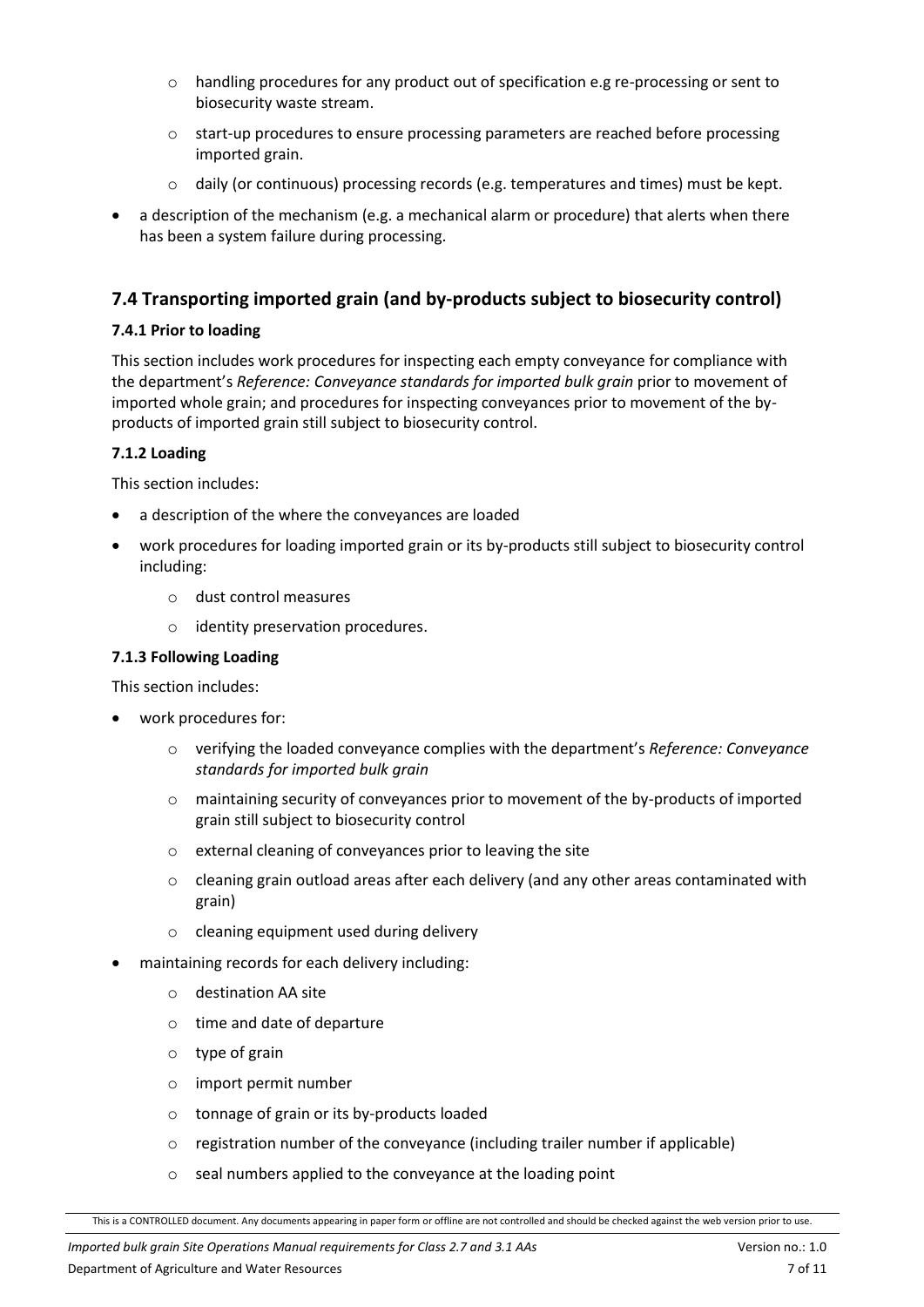- handling procedures for any product out of specification e.g re-processing or sent to biosecurity waste stream.
    - start-up procedures to ensure processing parameters are reached before processing imported grain.
    - daily (or continuous) processing records (e.g. temperatures and times) must be kept.
- a description of the mechanism (e.g. a mechanical alarm or procedure) that alerts when there has been a system failure during processing.

## 7.4 Transporting imported grain (and by-products subject to biosecurity control)

### 7.4.1 Prior to loading

This section includes work procedures for inspecting each empty conveyance for compliance with the department's *Reference: Conveyance standards for imported bulk grain* prior to movement of imported whole grain; and procedures for inspecting conveyances prior to movement of the by-products of imported grain still subject to biosecurity control.

### 7.1.2 Loading

This section includes:

- a description of the where the conveyances are loaded
- work procedures for loading imported grain or its by-products still subject to biosecurity control including:
    - dust control measures
    - identity preservation procedures.

### 7.1.3 Following Loading

This section includes:

- work procedures for:
    - verifying the loaded conveyance complies with the department's *Reference: Conveyance standards for imported bulk grain*
    - maintaining security of conveyances prior to movement of the by-products of imported grain still subject to biosecurity control
    - external cleaning of conveyances prior to leaving the site
    - cleaning grain outload areas after each delivery (and any other areas contaminated with grain)
    - cleaning equipment used during delivery
- maintaining records for each delivery including:
    - destination AA site
    - time and date of departure
    - type of grain
    - import permit number
    - tonnage of grain or its by-products loaded
    - registration number of the conveyance (including trailer number if applicable)
    - seal numbers applied to the conveyance at the loading point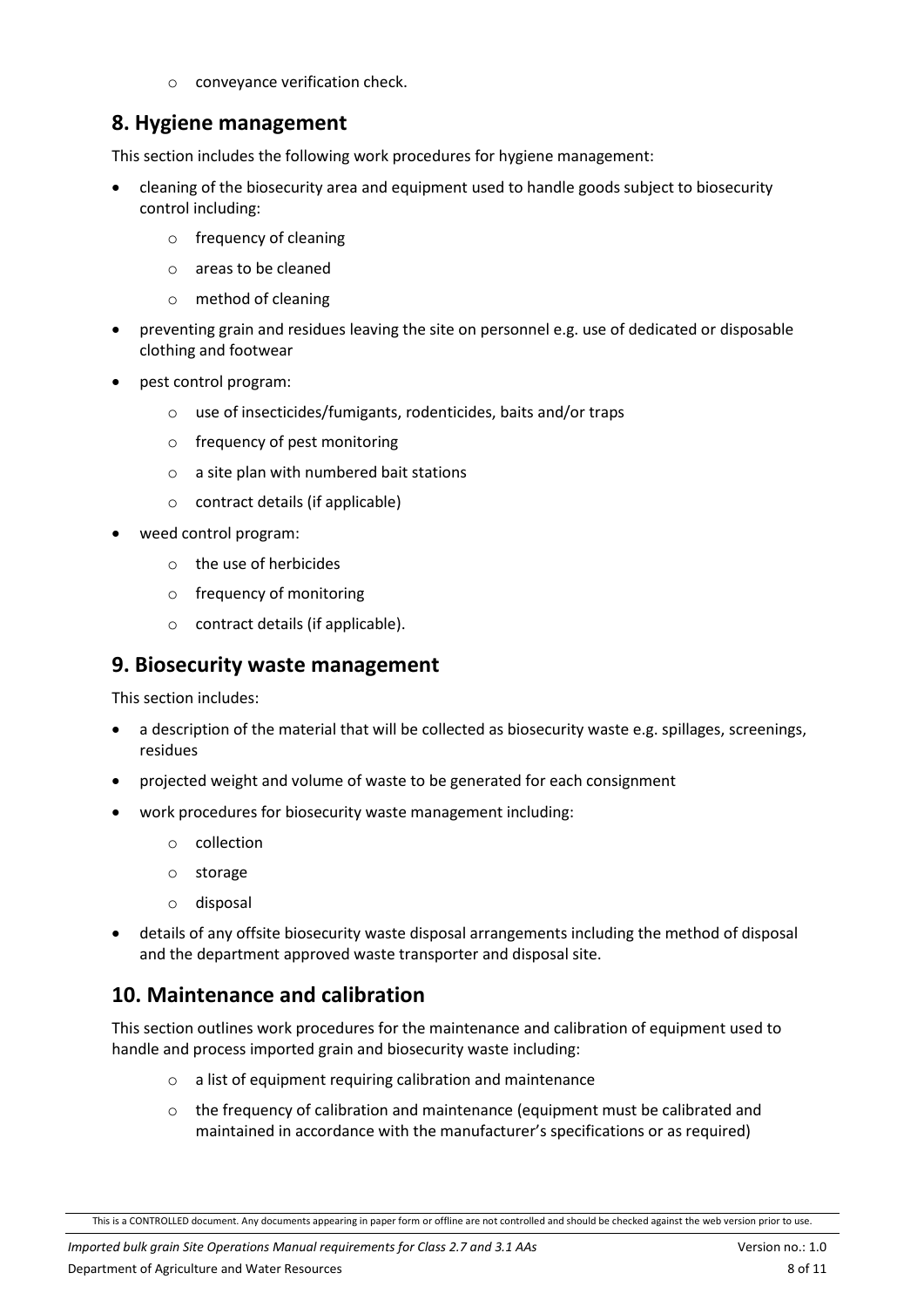- conveyance verification check.

## 8. Hygiene management

This section includes the following work procedures for hygiene management:

- cleaning of the biosecurity area and equipment used to handle goods subject to biosecurity control including:
    - frequency of cleaning
    - areas to be cleaned
    - method of cleaning
- preventing grain and residues leaving the site on personnel e.g. use of dedicated or disposable clothing and footwear
- pest control program:
    - use of insecticides/fumigants, rodenticides, baits and/or traps
    - frequency of pest monitoring
    - a site plan with numbered bait stations
    - contract details (if applicable)
- weed control program:
    - the use of herbicides
    - frequency of monitoring
    - contract details (if applicable).

## 9. Biosecurity waste management

This section includes:

- a description of the material that will be collected as biosecurity waste e.g. spillages, screenings, residues
- projected weight and volume of waste to be generated for each consignment
- work procedures for biosecurity waste management including:
    - collection
    - storage
    - disposal
- details of any offsite biosecurity waste disposal arrangements including the method of disposal and the department approved waste transporter and disposal site.

## 10. Maintenance and calibration

This section outlines work procedures for the maintenance and calibration of equipment used to handle and process imported grain and biosecurity waste including:

- a list of equipment requiring calibration and maintenance
- the frequency of calibration and maintenance (equipment must be calibrated and maintained in accordance with the manufacturer's specifications or as required)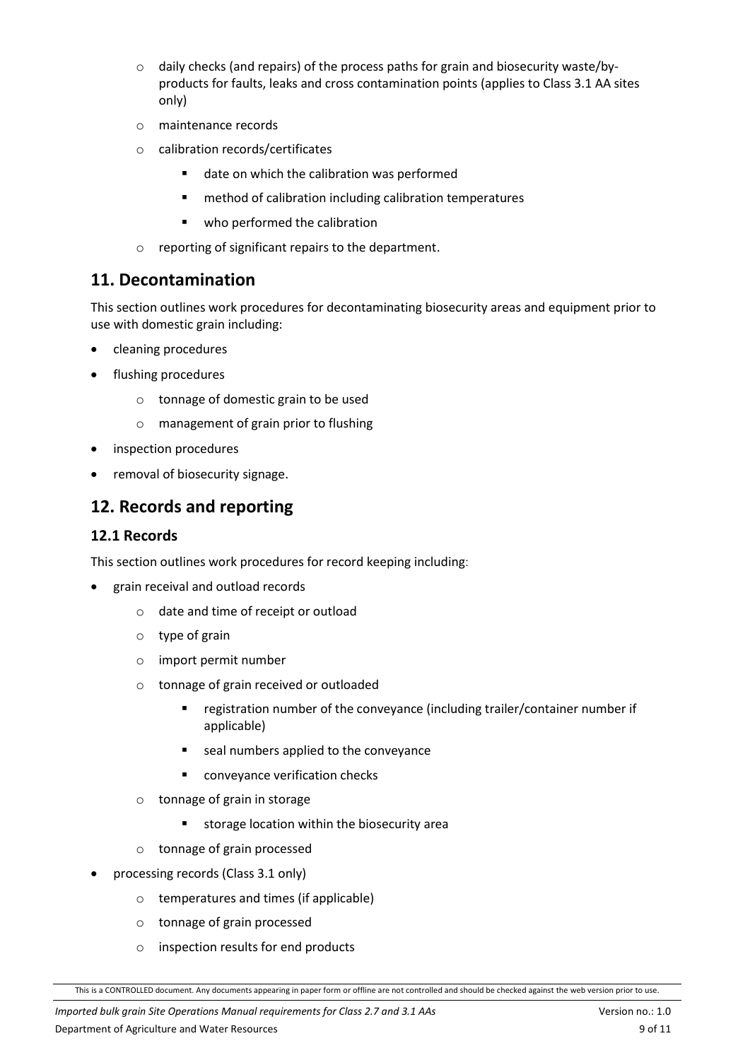- daily checks (and repairs) of the process paths for grain and biosecurity waste/by-products for faults, leaks and cross contamination points (applies to Class 3.1 AA sites only)
  - maintenance records
  - calibration records/certificates
    - date on which the calibration was performed
    - method of calibration including calibration temperatures
    - who performed the calibration
  - reporting of significant repairs to the department.

## 11. Decontamination

This section outlines work procedures for decontaminating biosecurity areas and equipment prior to use with domestic grain including:

- cleaning procedures
- flushing procedures
  - tonnage of domestic grain to be used
  - management of grain prior to flushing
- inspection procedures
- removal of biosecurity signage.

## 12. Records and reporting

### 12.1 Records

This section outlines work procedures for record keeping including:

- grain receival and outload records
  - date and time of receipt or outload
  - type of grain
  - import permit number
  - tonnage of grain received or outloaded
    - registration number of the conveyance (including trailer/container number if applicable)
    - seal numbers applied to the conveyance
    - conveyance verification checks
  - tonnage of grain in storage
    - storage location within the biosecurity area
  - tonnage of grain processed
- processing records (Class 3.1 only)
  - temperatures and times (if applicable)
  - tonnage of grain processed
  - inspection results for end products

This is a CONTROLLED document. Any documents appearing in paper form or offline are not controlled and should be checked against the web version prior to use.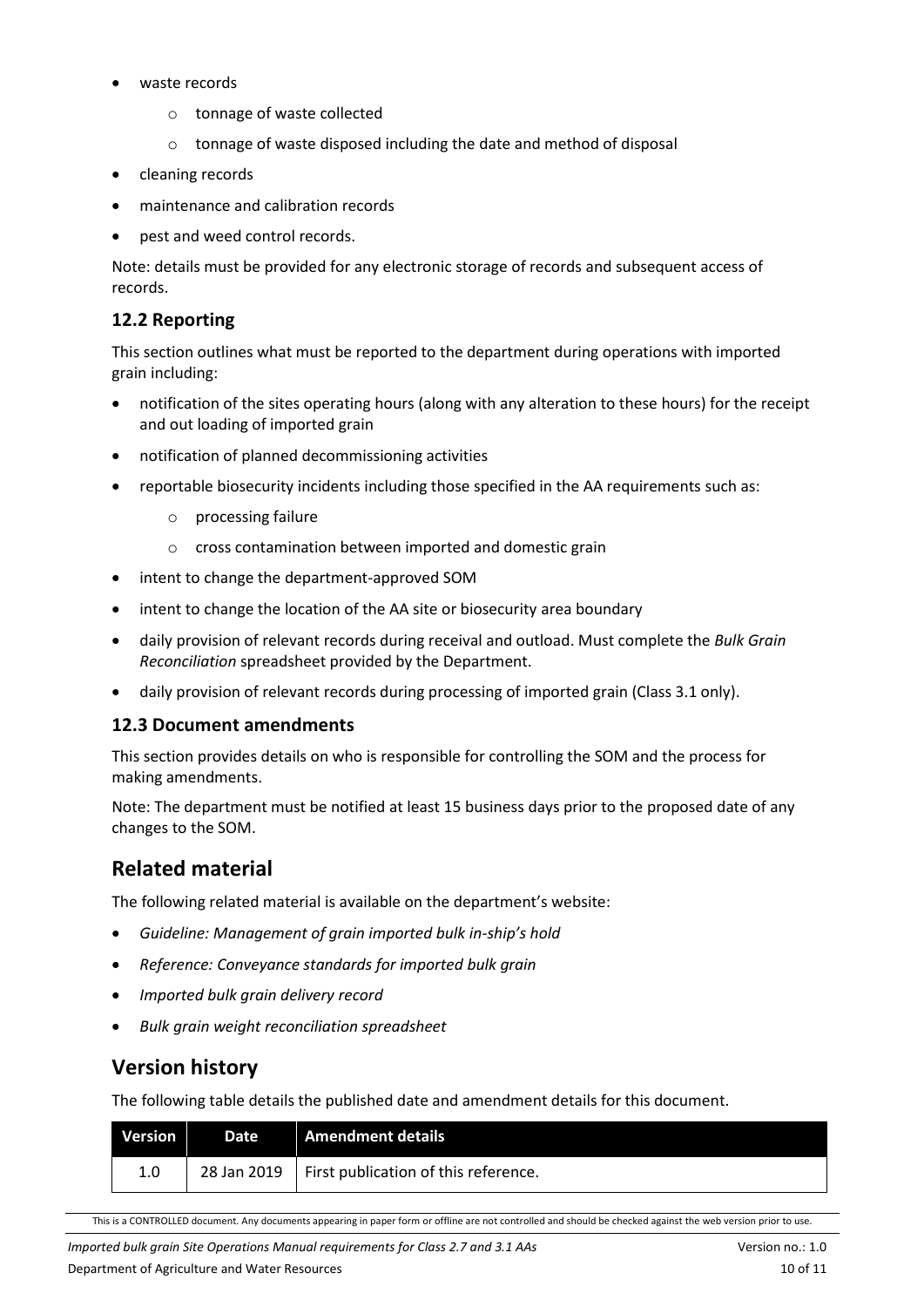- waste records
    - tonnage of waste collected
    - tonnage of waste disposed including the date and method of disposal
- cleaning records
- maintenance and calibration records
- pest and weed control records.

Note: details must be provided for any electronic storage of records and subsequent access of records.

### 12.2 Reporting

This section outlines what must be reported to the department during operations with imported grain including:

- notification of the sites operating hours (along with any alteration to these hours) for the receipt and out loading of imported grain
- notification of planned decommissioning activities
- reportable biosecurity incidents including those specified in the AA requirements such as:
    - processing failure
    - cross contamination between imported and domestic grain
- intent to change the department-approved SOM
- intent to change the location of the AA site or biosecurity area boundary
- daily provision of relevant records during receival and outload. Must complete the *Bulk Grain Reconciliation* spreadsheet provided by the Department.
- daily provision of relevant records during processing of imported grain (Class 3.1 only).

### 12.3 Document amendments

This section provides details on who is responsible for controlling the SOM and the process for making amendments.

Note: The department must be notified at least 15 business days prior to the proposed date of any changes to the SOM.

## Related material

The following related material is available on the department's website:

- *Guideline: Management of grain imported bulk in-ship's hold*
- *Reference: Conveyance standards for imported bulk grain*
- *Imported bulk grain delivery record*
- *Bulk grain weight reconciliation spreadsheet*

## Version history

The following table details the published date and amendment details for this document.

| Version | Date | Amendment details |
|---|---|---|
| 1.0 | 28 Jan 2019 | First publication of this reference. |

This is a CONTROLLED document. Any documents appearing in paper form or offline are not controlled and should be checked against the web version prior to use.